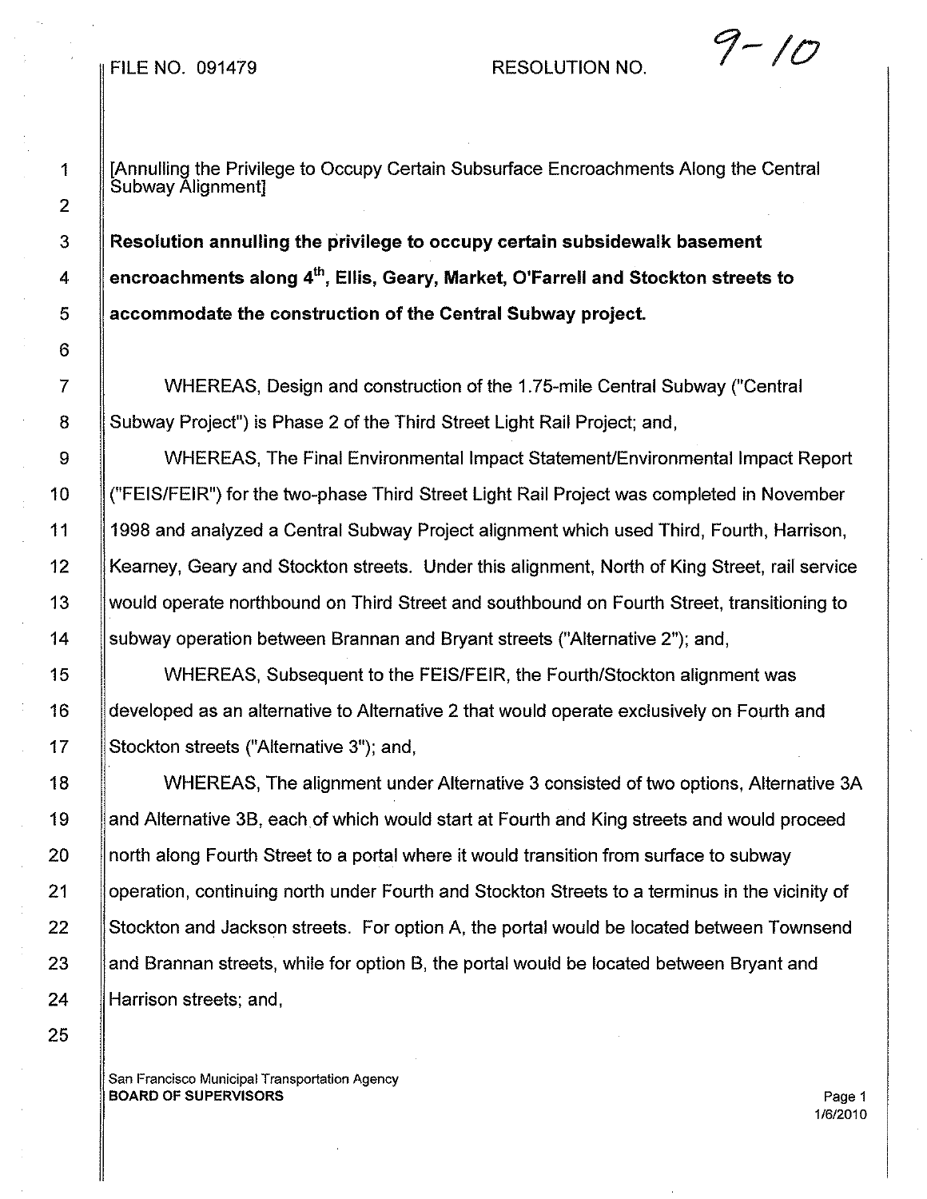FILE NO. 091479 RESOLUTION NO. 9-10

[Annulling the Privilege to Occupy Certain Subsurface Encroachments Along the Central Subway Alignment]

**Resolution annulling the privilege to occupy certain subsidewalk basement encroachments along 4th, Ellis, Geary, Market, O'Farrell and Stockton streets to accommodate the construction of the Central Subway project.**

WHEREAS, Design and construction of the 1.75-mile Central Subway ("Central Subway Project") is Phase 2 of the Third Street Light Rail Project; and,

WHEREAS, The Final Environmental Impact Statement/Environmental Impact Report ("FEIS/FEIR") for the two-phase Third Street Light Rail Project was completed in November 1998 and analyzed a Central Subway Project alignment which used Third, Fourth, Harrison, Kearney, Geary and Stockton streets. Under this alignment, North of King Street, rail service would operate northbound on Third Street and southbound on Fourth Street, transitioning to subway operation between Brannan and Bryant streets ("Alternative 2"); and,

WHEREAS, Subsequent to the FEIS/FEIR, the Fourth/Stockton alignment was developed as an alternative to Alternative 2 that would operate exclusively on Fourth and Stockton streets ("Alternative 3"); and,

WHEREAS, The alignment under Alternative 3 consisted of two options, Alternative 3A and Alternative 3B, each of which would start at Fourth and King streets and would proceed north along Fourth Street to a portal where it would transition from surface to subway operation, continuing north under Fourth and Stockton Streets to a terminus in the vicinity of Stockton and Jackson streets. For option A, the portal would be located between Townsend and Brannan streets, while for option B, the portal would be located between Bryant and Harrison streets; and,

San Francisco Municipal Transportation Agency
**BOARD OF SUPERVISORS**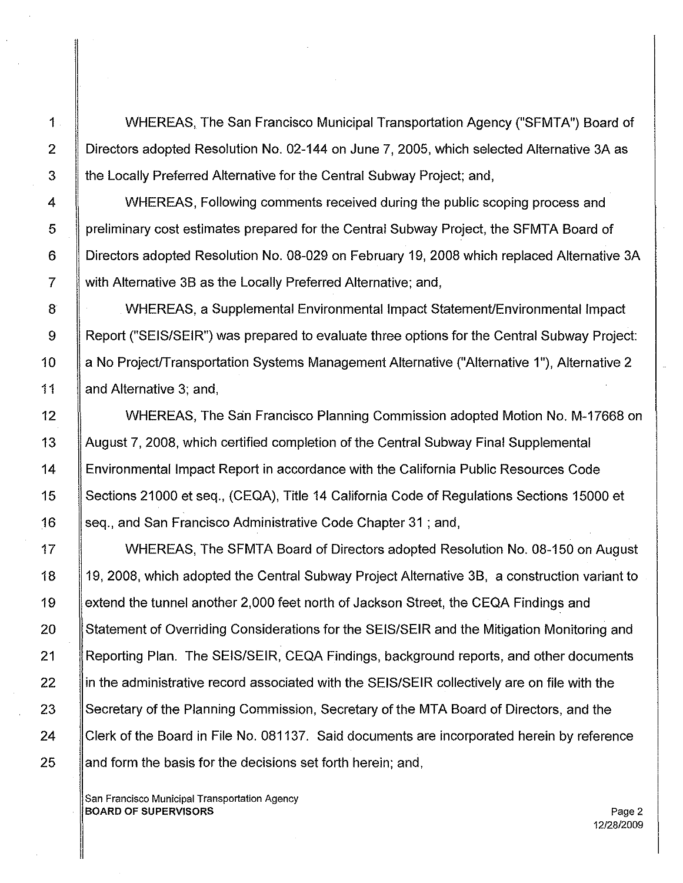WHEREAS, The San Francisco Municipal Transportation Agency ("SFMTA") Board of Directors adopted Resolution No. 02-144 on June 7, 2005, which selected Alternative 3A as the Locally Preferred Alternative for the Central Subway Project; and,

WHEREAS, Following comments received during the public scoping process and preliminary cost estimates prepared for the Central Subway Project, the SFMTA Board of Directors adopted Resolution No. 08-029 on February 19, 2008 which replaced Alternative 3A with Alternative 3B as the Locally Preferred Alternative; and,

WHEREAS, a Supplemental Environmental Impact Statement/Environmental Impact Report ("SEIS/SEIR") was prepared to evaluate three options for the Central Subway Project: a No Project/Transportation Systems Management Alternative ("Alternative 1"), Alternative 2 and Alternative 3; and,

WHEREAS, The San Francisco Planning Commission adopted Motion No. M-17668 on August 7, 2008, which certified completion of the Central Subway Final Supplemental Environmental Impact Report in accordance with the California Public Resources Code Sections 21000 et seq., (CEQA), Title 14 California Code of Regulations Sections 15000 et seq., and San Francisco Administrative Code Chapter 31 ; and,

WHEREAS, The SFMTA Board of Directors adopted Resolution No. 08-150 on August 19, 2008, which adopted the Central Subway Project Alternative 3B, a construction variant to extend the tunnel another 2,000 feet north of Jackson Street, the CEQA Findings and Statement of Overriding Considerations for the SEIS/SEIR and the Mitigation Monitoring and Reporting Plan. The SEIS/SEIR, CEQA Findings, background reports, and other documents in the administrative record associated with the SEIS/SEIR collectively are on file with the Secretary of the Planning Commission, Secretary of the MTA Board of Directors, and the Clerk of the Board in File No. 081137. Said documents are incorporated herein by reference and form the basis for the decisions set forth herein; and,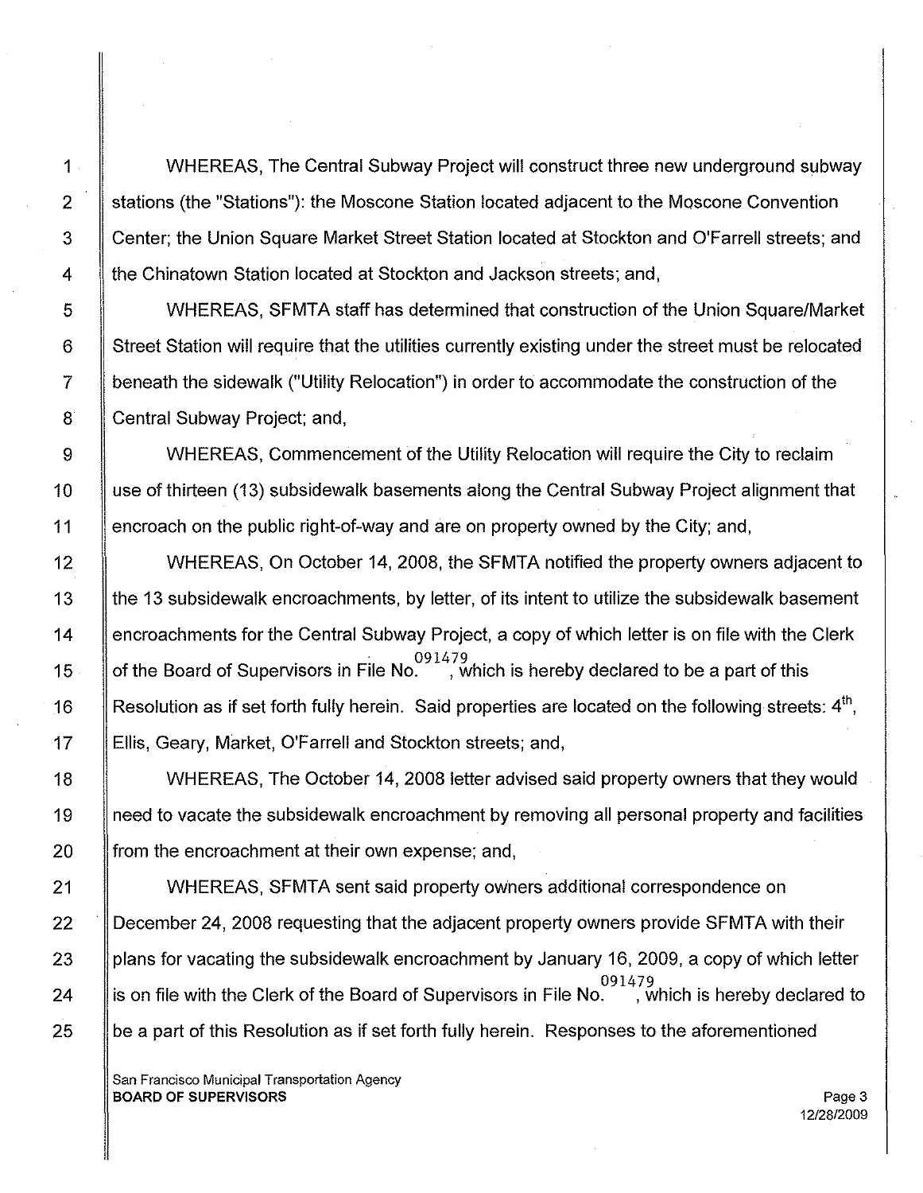WHEREAS, The Central Subway Project will construct three new underground subway stations (the "Stations"): the Moscone Station located adjacent to the Moscone Convention Center; the Union Square Market Street Station located at Stockton and O'Farrell streets; and the Chinatown Station located at Stockton and Jackson streets; and,

WHEREAS, SFMTA staff has determined that construction of the Union Square/Market Street Station will require that the utilities currently existing under the street must be relocated beneath the sidewalk ("Utility Relocation") in order to accommodate the construction of the Central Subway Project; and,

WHEREAS, Commencement of the Utility Relocation will require the City to reclaim use of thirteen (13) subsidewalk basements along the Central Subway Project alignment that encroach on the public right-of-way and are on property owned by the City; and,

WHEREAS, On October 14, 2008, the SFMTA notified the property owners adjacent to the 13 subsidewalk encroachments, by letter, of its intent to utilize the subsidewalk basement encroachments for the Central Subway Project, a copy of which letter is on file with the Clerk of the Board of Supervisors in File No. 091479, which is hereby declared to be a part of this Resolution as if set forth fully herein. Said properties are located on the following streets: 4th, Ellis, Geary, Market, O'Farrell and Stockton streets; and,

WHEREAS, The October 14, 2008 letter advised said property owners that they would need to vacate the subsidewalk encroachment by removing all personal property and facilities from the encroachment at their own expense; and,

WHEREAS, SFMTA sent said property owners additional correspondence on December 24, 2008 requesting that the adjacent property owners provide SFMTA with their plans for vacating the subsidewalk encroachment by January 16, 2009, a copy of which letter is on file with the Clerk of the Board of Supervisors in File No. 091479, which is hereby declared to be a part of this Resolution as if set forth fully herein. Responses to the aforementioned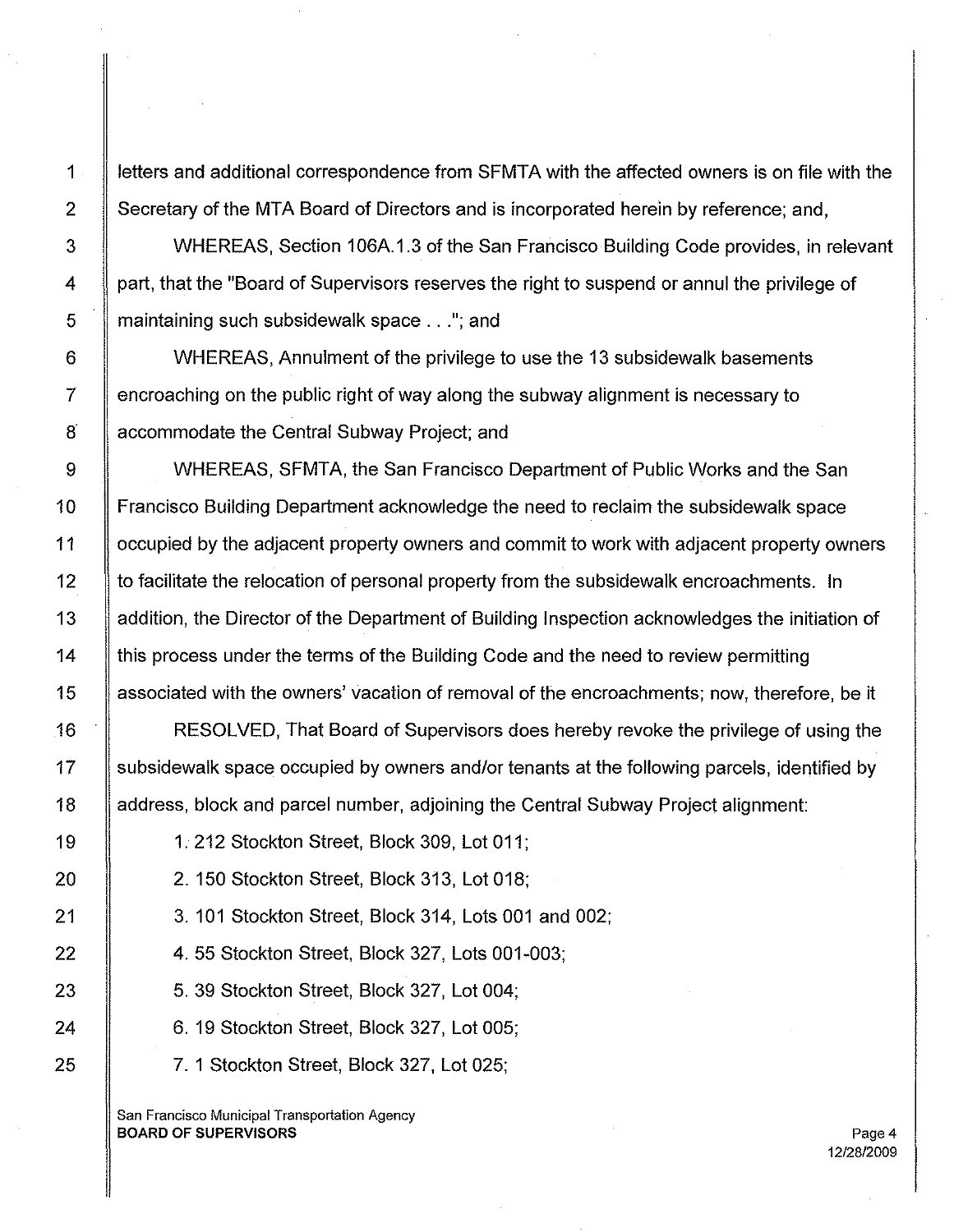letters and additional correspondence from SFMTA with the affected owners is on file with the Secretary of the MTA Board of Directors and is incorporated herein by reference; and,

WHEREAS, Section 106A.1.3 of the San Francisco Building Code provides, in relevant part, that the "Board of Supervisors reserves the right to suspend or annul the privilege of maintaining such subsidewalk space . . ."; and

WHEREAS, Annulment of the privilege to use the 13 subsidewalk basements encroaching on the public right of way along the subway alignment is necessary to accommodate the Central Subway Project; and

WHEREAS, SFMTA, the San Francisco Department of Public Works and the San Francisco Building Department acknowledge the need to reclaim the subsidewalk space occupied by the adjacent property owners and commit to work with adjacent property owners to facilitate the relocation of personal property from the subsidewalk encroachments. In addition, the Director of the Department of Building Inspection acknowledges the initiation of this process under the terms of the Building Code and the need to review permitting associated with the owners' vacation of removal of the encroachments; now, therefore, be it

RESOLVED, That Board of Supervisors does hereby revoke the privilege of using the subsidewalk space occupied by owners and/or tenants at the following parcels, identified by address, block and parcel number, adjoining the Central Subway Project alignment:

1. 212 Stockton Street, Block 309, Lot 011;
2. 150 Stockton Street, Block 313, Lot 018;
3. 101 Stockton Street, Block 314, Lots 001 and 002;
4. 55 Stockton Street, Block 327, Lots 001-003;
5. 39 Stockton Street, Block 327, Lot 004;
6. 19 Stockton Street, Block 327, Lot 005;
7. 1 Stockton Street, Block 327, Lot 025;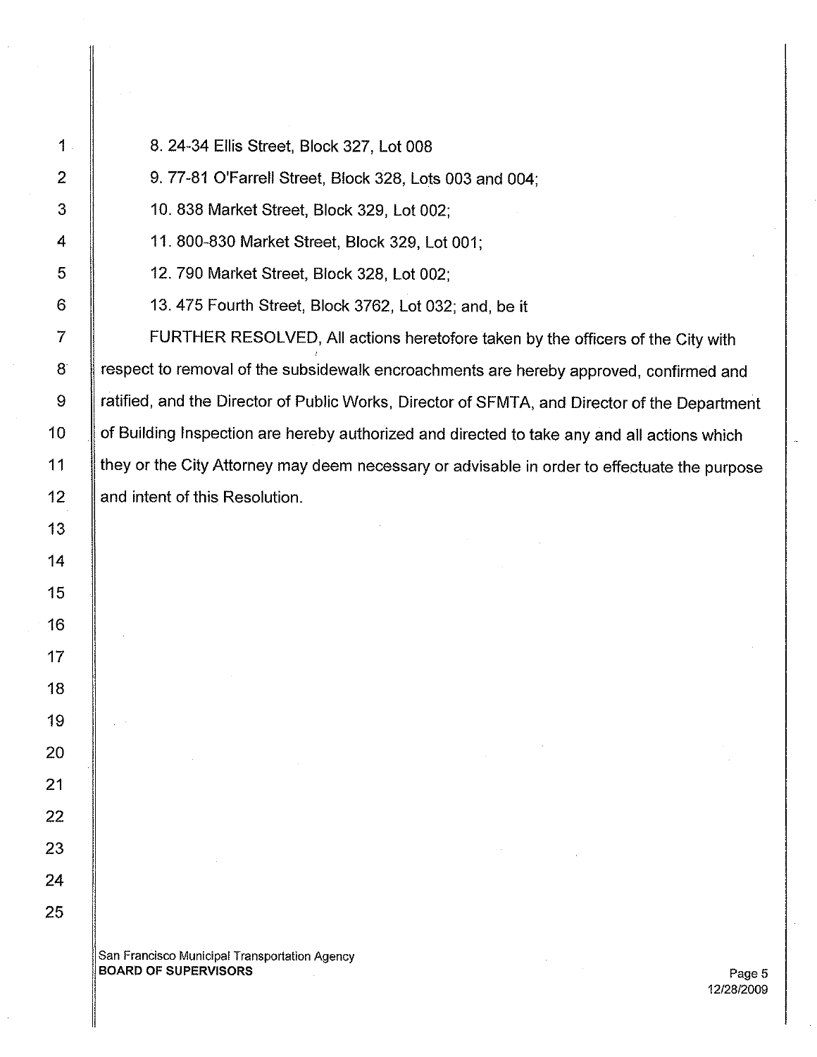8. 24-34 Ellis Street, Block 327, Lot 008

9. 77-81 O'Farrell Street, Block 328, Lots 003 and 004;

10. 838 Market Street, Block 329, Lot 002;

11. 800-830 Market Street, Block 329, Lot 001;

12. 790 Market Street, Block 328, Lot 002;

13. 475 Fourth Street, Block 3762, Lot 032; and, be it

FURTHER RESOLVED, All actions heretofore taken by the officers of the City with respect to removal of the subsidewalk encroachments are hereby approved, confirmed and ratified, and the Director of Public Works, Director of SFMTA, and Director of the Department of Building Inspection are hereby authorized and directed to take any and all actions which they or the City Attorney may deem necessary or advisable in order to effectuate the purpose and intent of this Resolution.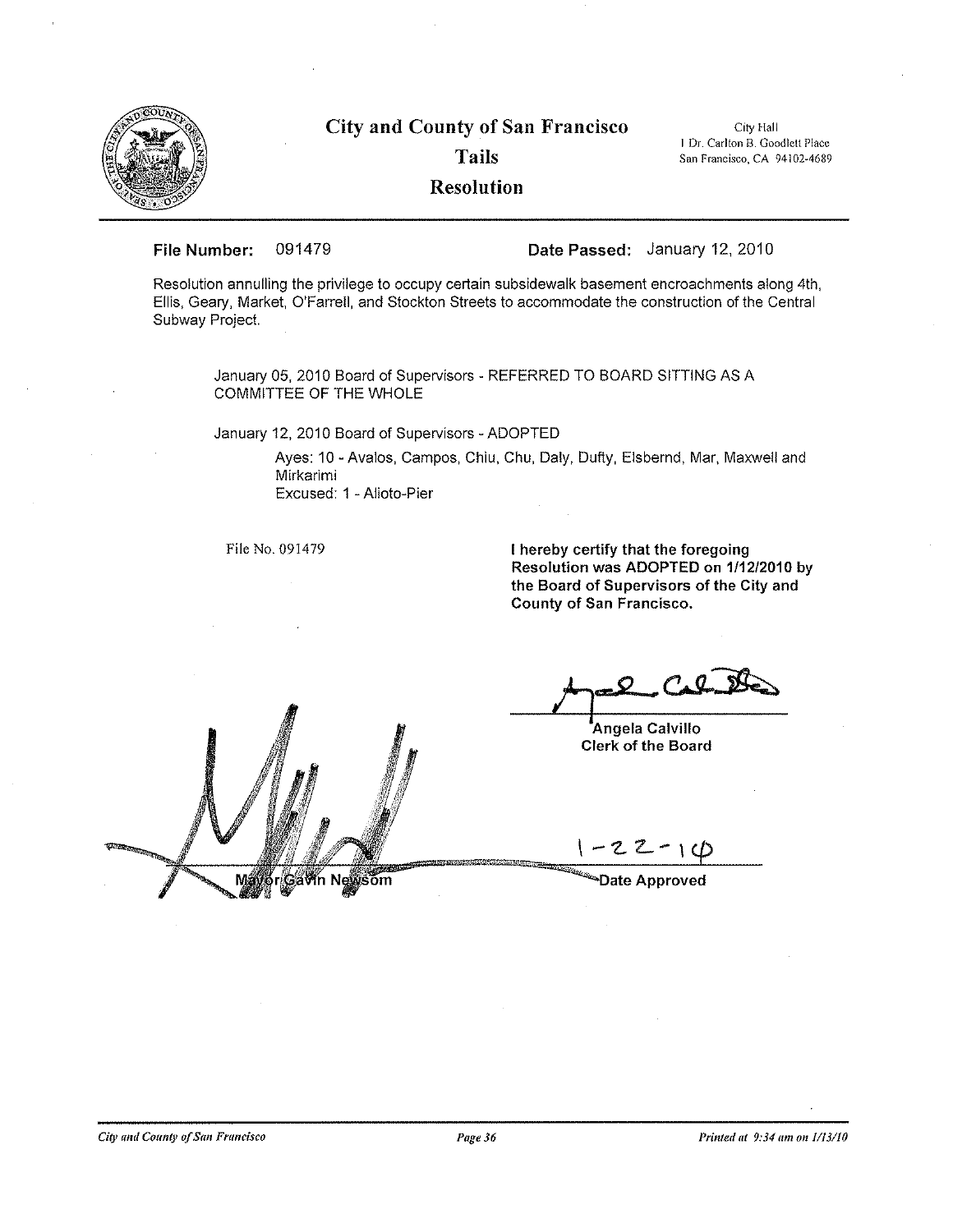# City and County of San Francisco

## Tails

## Resolution

City Hall
1 Dr. Carlton B. Goodlett Place
San Francisco, CA 94102-4689

**File Number:** 091479 **Date Passed:** January 12, 2010

Resolution annulling the privilege to occupy certain subsidewalk basement encroachments along 4th, Ellis, Geary, Market, O'Farrell, and Stockton Streets to accommodate the construction of the Central Subway Project.

January 05, 2010 Board of Supervisors - REFERRED TO BOARD SITTING AS A COMMITTEE OF THE WHOLE

January 12, 2010 Board of Supervisors - ADOPTED

Ayes: 10 - Avalos, Campos, Chiu, Chu, Daly, Dufty, Elsbernd, Mar, Maxwell and Mirkarimi
Excused: 1 - Alioto-Pier

File No. 091479

**I hereby certify that the foregoing Resolution was ADOPTED on 1/12/2010 by the Board of Supervisors of the City and County of San Francisco.**

**Angela Calvillo**
**Clerk of the Board**

**Mayor Gavin Newsom**

1-22-10
**Date Approved**